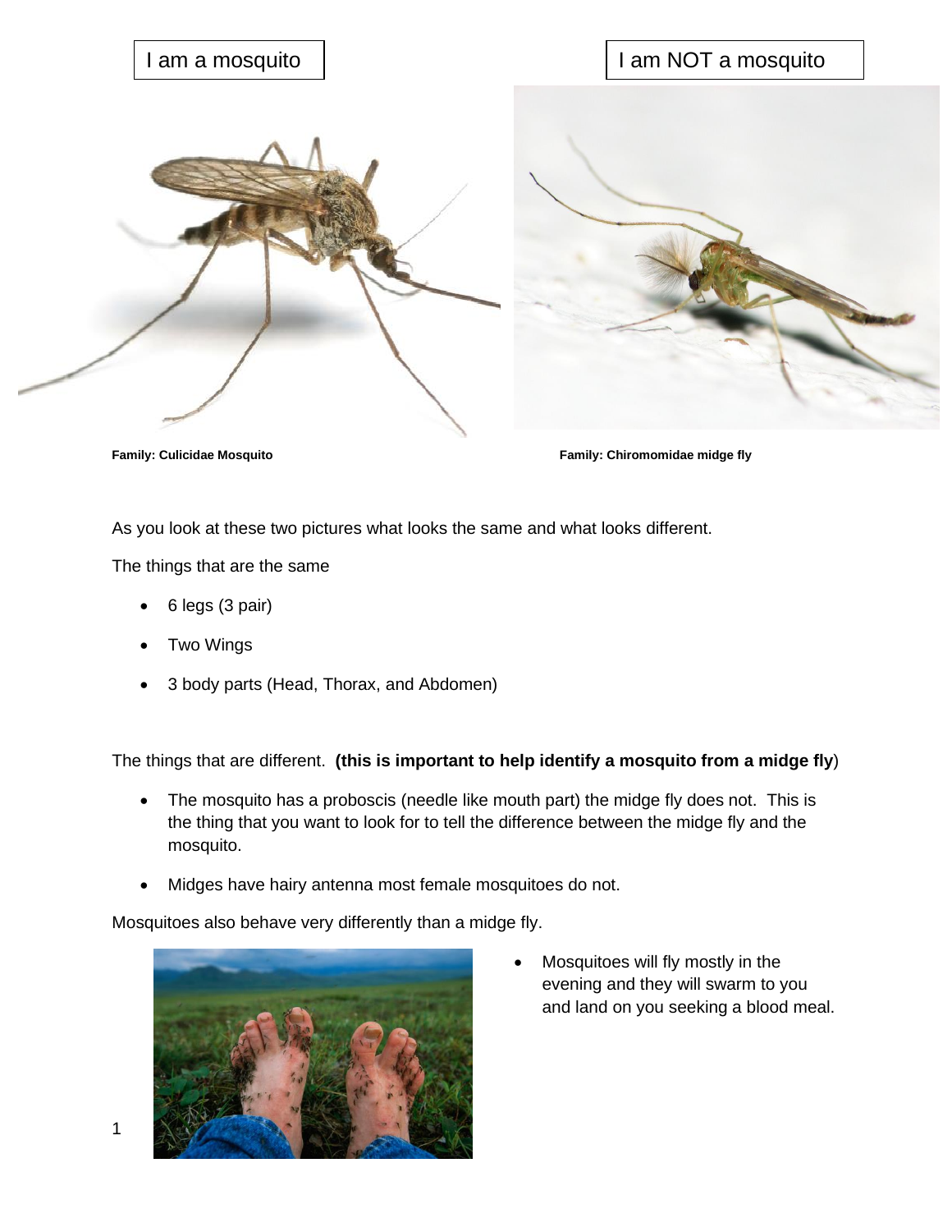I am a mosquito

I am NOT a mosquito

**Family: Culicidae Mosquito**

**Family: Chiromomidae midge fly**

As you look at these two pictures what looks the same and what looks different.

The things that are the same

- 6 legs (3 pair)
- Two Wings
- 3 body parts (Head, Thorax, and Abdomen)

The things that are different. **(this is important to help identify a mosquito from a midge fly**)

- The mosquito has a proboscis (needle like mouth part) the midge fly does not. This is the thing that you want to look for to tell the difference between the midge fly and the mosquito.
- Midges have hairy antenna most female mosquitoes do not.

Mosquitoes also behave very differently than a midge fly.

- Mosquitoes will fly mostly in the evening and they will swarm to you and land on you seeking a blood meal.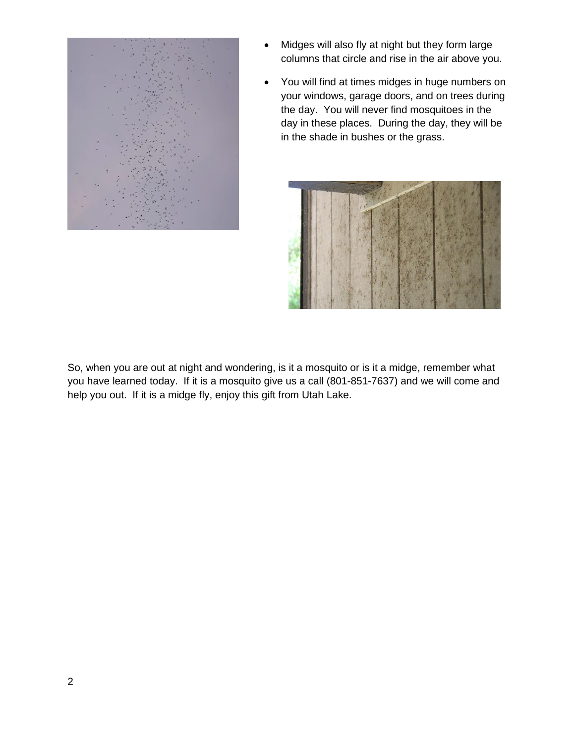- Midges will also fly at night but they form large columns that circle and rise in the air above you.
- You will find at times midges in huge numbers on your windows, garage doors, and on trees during the day. You will never find mosquitoes in the day in these places. During the day, they will be in the shade in bushes or the grass.

So, when you are out at night and wondering, is it a mosquito or is it a midge, remember what you have learned today. If it is a mosquito give us a call (801-851-7637) and we will come and help you out. If it is a midge fly, enjoy this gift from Utah Lake.